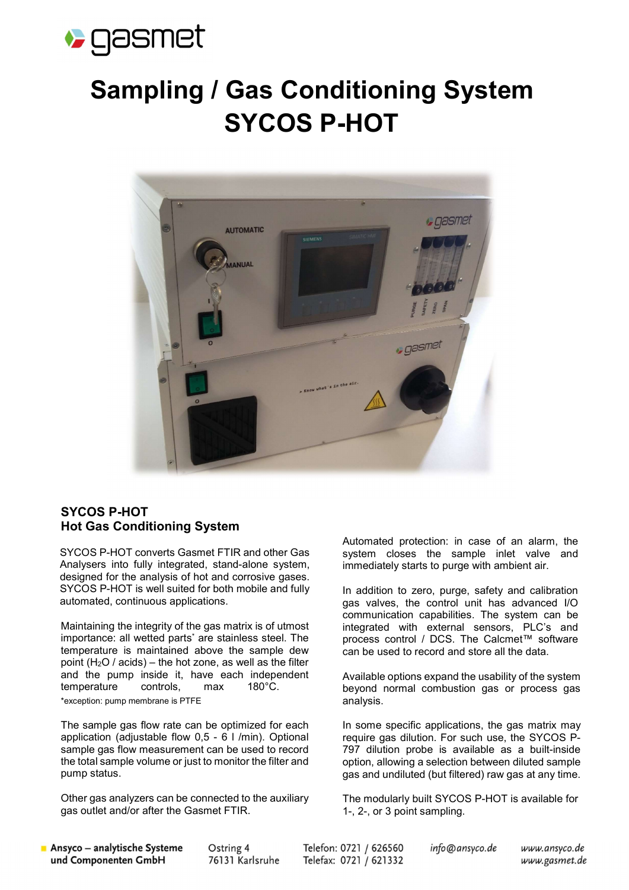# Sampling / Gas Conditioning System SYCOS P-HOT

## SYCOS P-HOT
## Hot Gas Conditioning System

SYCOS P-HOT converts Gasmet FTIR and other Gas Analysers into fully integrated, stand-alone system, designed for the analysis of hot and corrosive gases. SYCOS P-HOT is well suited for both mobile and fully automated, continuous applications.

Maintaining the integrity of the gas matrix is of utmost importance: all wetted parts* are stainless steel. The temperature is maintained above the sample dew point ($H_2O$ / acids) – the hot zone, as well as the filter and the pump inside it, have each independent temperature controls, max 180°C.

*exception: pump membrane is PTFE

The sample gas flow rate can be optimized for each application (adjustable flow 0,5 - 6 l /min). Optional sample gas flow measurement can be used to record the total sample volume or just to monitor the filter and pump status.

Other gas analyzers can be connected to the auxiliary gas outlet and/or after the Gasmet FTIR.

Automated protection: in case of an alarm, the system closes the sample inlet valve and immediately starts to purge with ambient air.

In addition to zero, purge, safety and calibration gas valves, the control unit has advanced I/O communication capabilities. The system can be integrated with external sensors, PLC's and process control / DCS. The Calcmet™ software can be used to record and store all the data.

Available options expand the usability of the system beyond normal combustion gas or process gas analysis.

In some specific applications, the gas matrix may require gas dilution. For such use, the SYCOS P-797 dilution probe is available as a built-inside option, allowing a selection between diluted sample gas and undiluted (but filtered) raw gas at any time.

The modularly built SYCOS P-HOT is available for 1-, 2-, or 3 point sampling.

Ansyco – analytische Systeme und Componenten GmbH | Ostring 4, 76131 Karlsruhe | Telefon: 0721 / 626560 | Telefax: 0721 / 621332 | info@ansyco.de | www.ansyco.de | www.gasmet.de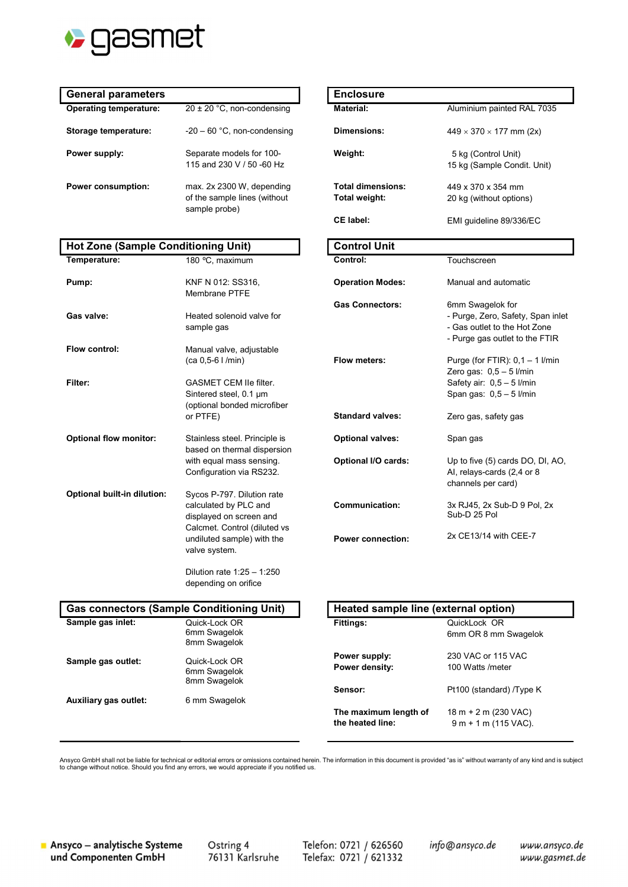## General parameters

| | |
|---|---|
| **Operating temperature:** | 20 ± 20 °C, non-condensing |
| **Storage temperature:** | -20 – 60 °C, non-condensing |
| **Power supply:** | Separate models for 100-115 and 230 V / 50 -60 Hz |
| **Power consumption:** | max. 2x 2300 W, depending of the sample lines (without sample probe) |

## Enclosure

| | |
|---|---|
| **Material:** | Aluminium painted RAL 7035 |
| **Dimensions:** | 449 × 370 × 177 mm (2x) |
| **Weight:** | 5 kg (Control Unit)<br>15 kg (Sample Condit. Unit) |
| **Total dimensions:** | 449 x 370 x 354 mm |
| **Total weight:** | 20 kg (without options) |
| **CE label:** | EMI guideline 89/336/EC |

## Hot Zone (Sample Conditioning Unit)

| | |
|---|---|
| **Temperature:** | 180 ºC, maximum |
| **Pump:** | KNF N 012: SS316, Membrane PTFE |
| **Gas valve:** | Heated solenoid valve for sample gas |
| **Flow control:** | Manual valve, adjustable (ca 0,5-6 l /min) |
| **Filter:** | GASMET CEM IIe filter. Sintered steel, 0.1 µm (optional bonded microfiber or PTFE) |
| **Optional flow monitor:** | Stainless steel. Principle is based on thermal dispersion with equal mass sensing. Configuration via RS232. |
| **Optional built-in dilution:** | Sycos P-797. Dilution rate calculated by PLC and displayed on screen and Calcmet. Control (diluted vs undiluted sample) with the valve system.<br><br>Dilution rate 1:25 – 1:250 depending on orifice |

## Control Unit

| | |
|---|---|
| **Control:** | Touchscreen |
| **Operation Modes:** | Manual and automatic |
| **Gas Connectors:** | 6mm Swagelok for<br>- Purge, Zero, Safety, Span inlet<br>- Gas outlet to the Hot Zone<br>- Purge gas outlet to the FTIR |
| **Flow meters:** | Purge (for FTIR): 0,1 – 1 l/min<br>Zero gas: 0,5 – 5 l/min<br>Safety air: 0,5 – 5 l/min<br>Span gas: 0,5 – 5 l/min |
| **Standard valves:** | Zero gas, safety gas |
| **Optional valves:** | Span gas |
| **Optional I/O cards:** | Up to five (5) cards DO, DI, AO, AI, relays-cards (2,4 or 8 channels per card) |
| **Communication:** | 3x RJ45, 2x Sub-D 9 Pol, 2x Sub-D 25 Pol |
| **Power connection:** | 2x CE13/14 with CEE-7 |

## Gas connectors (Sample Conditioning Unit)

| | |
|---|---|
| **Sample gas inlet:** | Quick-Lock OR<br>6mm Swagelok<br>8mm Swagelok |
| **Sample gas outlet:** | Quick-Lock OR<br>6mm Swagelok<br>8mm Swagelok |
| **Auxiliary gas outlet:** | 6 mm Swagelok |

## Heated sample line (external option)

| | |
|---|---|
| **Fittings:** | QuickLock OR<br>6mm OR 8 mm Swagelok |
| **Power supply:** | 230 VAC or 115 VAC |
| **Power density:** | 100 Watts /meter |
| **Sensor:** | Pt100 (standard) /Type K |
| **The maximum length of the heated line:** | 18 m + 2 m (230 VAC)<br>9 m + 1 m (115 VAC). |

Ansyco GmbH shall not be liable for technical or editorial errors or omissions contained herein. The information in this document is provided "as is" without warranty of any kind and is subject to change without notice. Should you find any errors, we would appreciate if you notified us.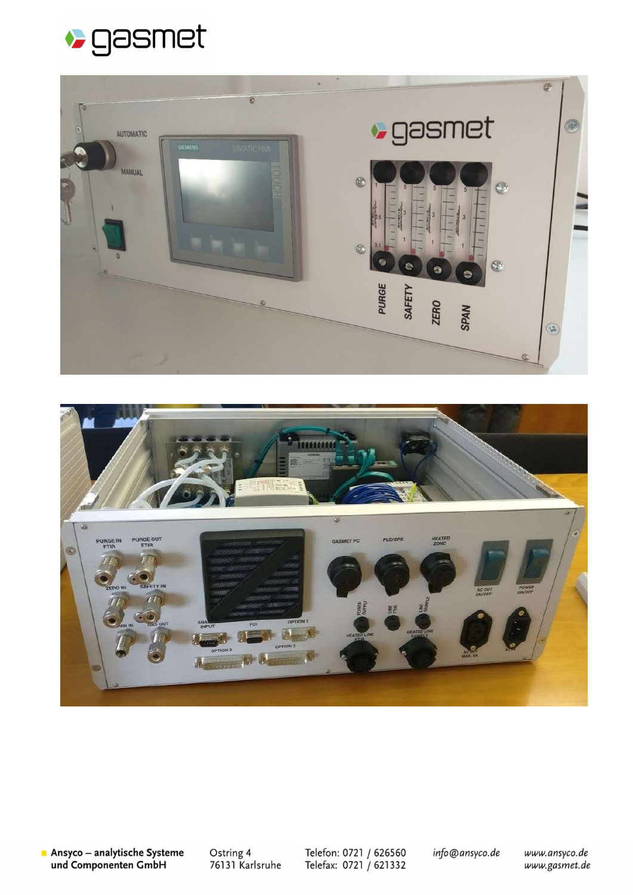gasmet

Ansyco – analytische Systeme und Componenten GmbH

Ostring 4
76131 Karlsruhe

Telefon: 0721 / 626560
Telefax: 0721 / 621332

info@ansyco.de

www.ansyco.de
www.gasmet.de